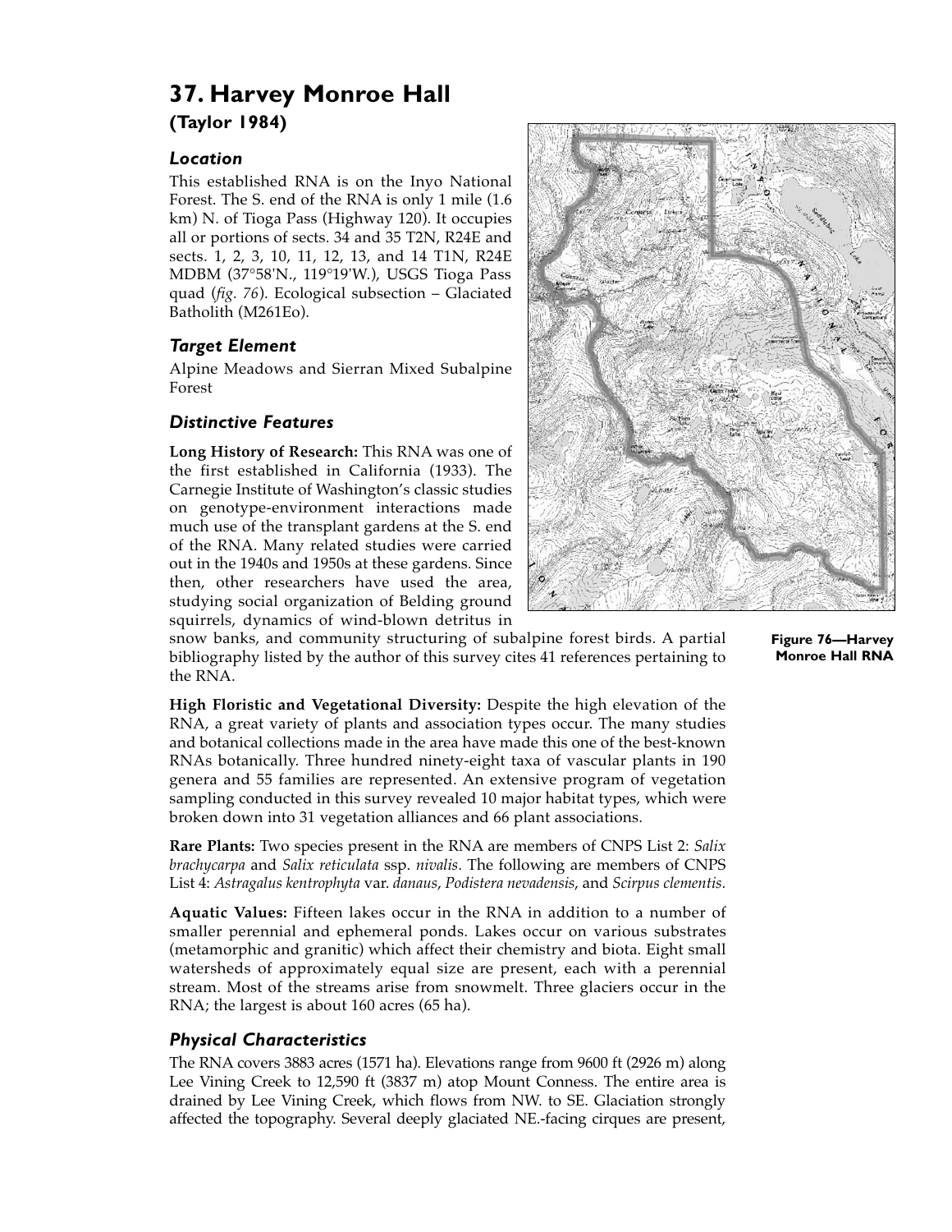# 37. Harvey Monroe Hall

## (Taylor 1984)

### *Location*

This established RNA is on the Inyo National Forest. The S. end of the RNA is only 1 mile (1.6 km) N. of Tioga Pass (Highway 120). It occupies all or portions of sects. 34 and 35 T2N, R24E and sects. 1, 2, 3, 10, 11, 12, 13, and 14 T1N, R24E MDBM (37°58'N., 119°19'W.), USGS Tioga Pass quad (*fig. 76*). Ecological subsection – Glaciated Batholith (M261Eo).

### *Target Element*

Alpine Meadows and Sierran Mixed Subalpine Forest

### *Distinctive Features*

**Long History of Research:** This RNA was one of the first established in California (1933). The Carnegie Institute of Washington's classic studies on genotype-environment interactions made much use of the transplant gardens at the S. end of the RNA. Many related studies were carried out in the 1940s and 1950s at these gardens. Since then, other researchers have used the area, studying social organization of Belding ground squirrels, dynamics of wind-blown detritus in snow banks, and community structuring of subalpine forest birds. A partial bibliography listed by the author of this survey cites 41 references pertaining to the RNA.

**Figure 76—Harvey Monroe Hall RNA**

**High Floristic and Vegetational Diversity:** Despite the high elevation of the RNA, a great variety of plants and association types occur. The many studies and botanical collections made in the area have made this one of the best-known RNAs botanically. Three hundred ninety-eight taxa of vascular plants in 190 genera and 55 families are represented. An extensive program of vegetation sampling conducted in this survey revealed 10 major habitat types, which were broken down into 31 vegetation alliances and 66 plant associations.

**Rare Plants:** Two species present in the RNA are members of CNPS List 2: *Salix brachycarpa* and *Salix reticulata* ssp. *nivalis*. The following are members of CNPS List 4: *Astragalus kentrophyta* var. *danaus*, *Podistera nevadensis*, and *Scirpus clementis*.

**Aquatic Values:** Fifteen lakes occur in the RNA in addition to a number of smaller perennial and ephemeral ponds. Lakes occur on various substrates (metamorphic and granitic) which affect their chemistry and biota. Eight small watersheds of approximately equal size are present, each with a perennial stream. Most of the streams arise from snowmelt. Three glaciers occur in the RNA; the largest is about 160 acres (65 ha).

### *Physical Characteristics*

The RNA covers 3883 acres (1571 ha). Elevations range from 9600 ft (2926 m) along Lee Vining Creek to 12,590 ft (3837 m) atop Mount Conness. The entire area is drained by Lee Vining Creek, which flows from NW. to SE. Glaciation strongly affected the topography. Several deeply glaciated NE.-facing cirques are present,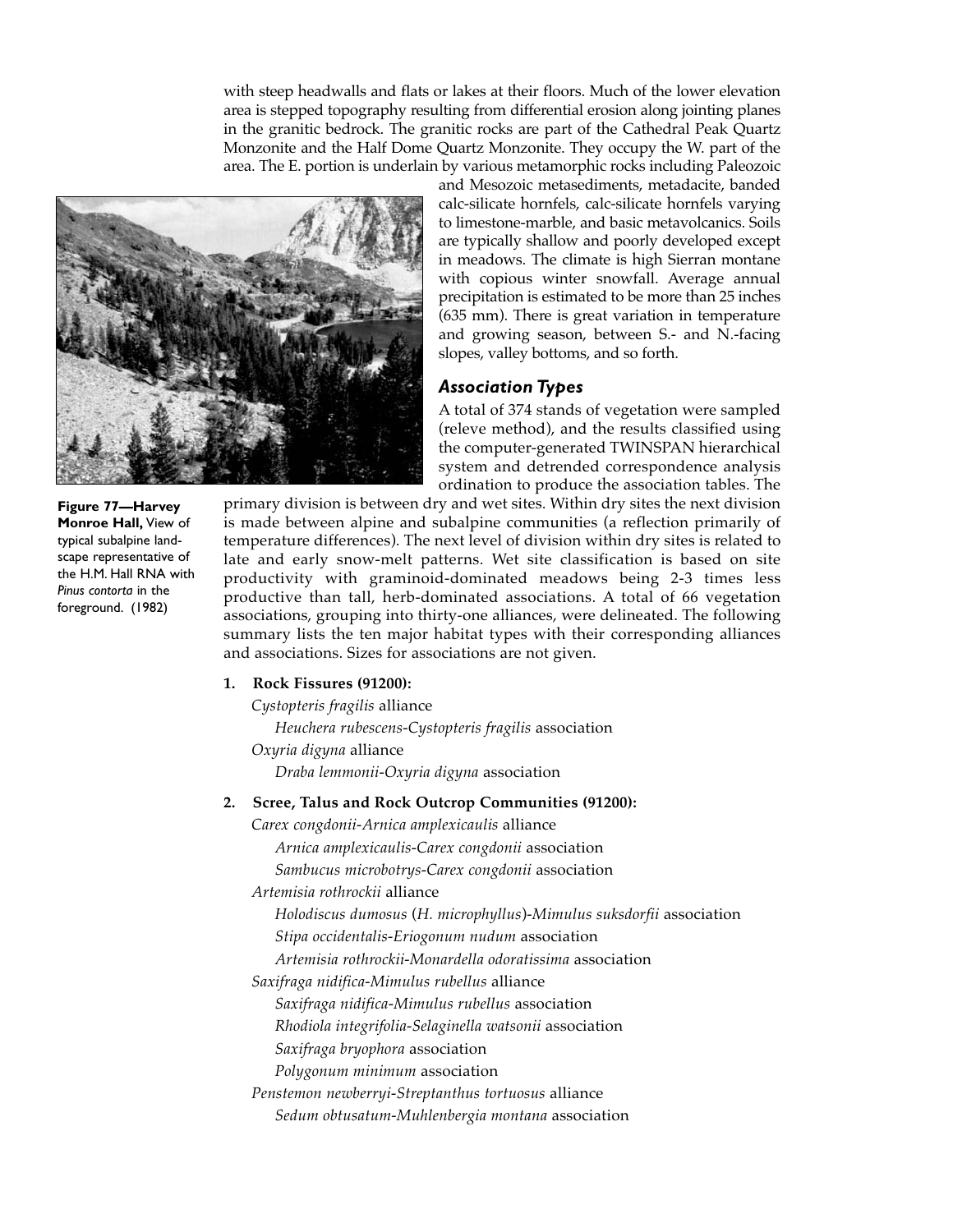with steep headwalls and flats or lakes at their floors. Much of the lower elevation area is stepped topography resulting from differential erosion along jointing planes in the granitic bedrock. The granitic rocks are part of the Cathedral Peak Quartz Monzonite and the Half Dome Quartz Monzonite. They occupy the W. part of the area. The E. portion is underlain by various metamorphic rocks including Paleozoic and Mesozoic metasediments, metadacite, banded calc-silicate hornfels, calc-silicate hornfels varying to limestone-marble, and basic metavolcanics. Soils are typically shallow and poorly developed except in meadows. The climate is high Sierran montane with copious winter snowfall. Average annual precipitation is estimated to be more than 25 inches (635 mm). There is great variation in temperature and growing season, between S.- and N.-facing slopes, valley bottoms, and so forth.

**Figure 77—Harvey Monroe Hall,** View of typical subalpine landscape representative of the H.M. Hall RNA with *Pinus contorta* in the foreground. (1982)

### *Association Types*

A total of 374 stands of vegetation were sampled (releve method), and the results classified using the computer-generated TWINSPAN hierarchical system and detrended correspondence analysis ordination to produce the association tables. The primary division is between dry and wet sites. Within dry sites the next division is made between alpine and subalpine communities (a reflection primarily of temperature differences). The next level of division within dry sites is related to late and early snow-melt patterns. Wet site classification is based on site productivity with graminoid-dominated meadows being 2-3 times less productive than tall, herb-dominated associations. A total of 66 vegetation associations, grouping into thirty-one alliances, were delineated. The following summary lists the ten major habitat types with their corresponding alliances and associations. Sizes for associations are not given.

1. **Rock Fissures (91200):**
   - *Cystopteris fragilis* alliance
     - *Heuchera rubescens-Cystopteris fragilis* association
   - *Oxyria digyna* alliance
     - *Draba lemmonii-Oxyria digyna* association
2. **Scree, Talus and Rock Outcrop Communities (91200):**
   - *Carex congdonii-Arnica amplexicaulis* alliance
     - *Arnica amplexicaulis-Carex congdonii* association
     - *Sambucus microbotrys-Carex congdonii* association
   - *Artemisia rothrockii* alliance
     - *Holodiscus dumosus* (*H. microphyllus*)*-Mimulus suksdorfii* association
     - *Stipa occidentalis-Eriogonum nudum* association
     - *Artemisia rothrockii-Monardella odoratissima* association
   - *Saxifraga nidifica-Mimulus rubellus* alliance
     - *Saxifraga nidifica-Mimulus rubellus* association
     - *Rhodiola integrifolia-Selaginella watsonii* association
     - *Saxifraga bryophora* association
     - *Polygonum minimum* association
   - *Penstemon newberryi-Streptanthus tortuosus* alliance
     - *Sedum obtusatum-Muhlenbergia montana* association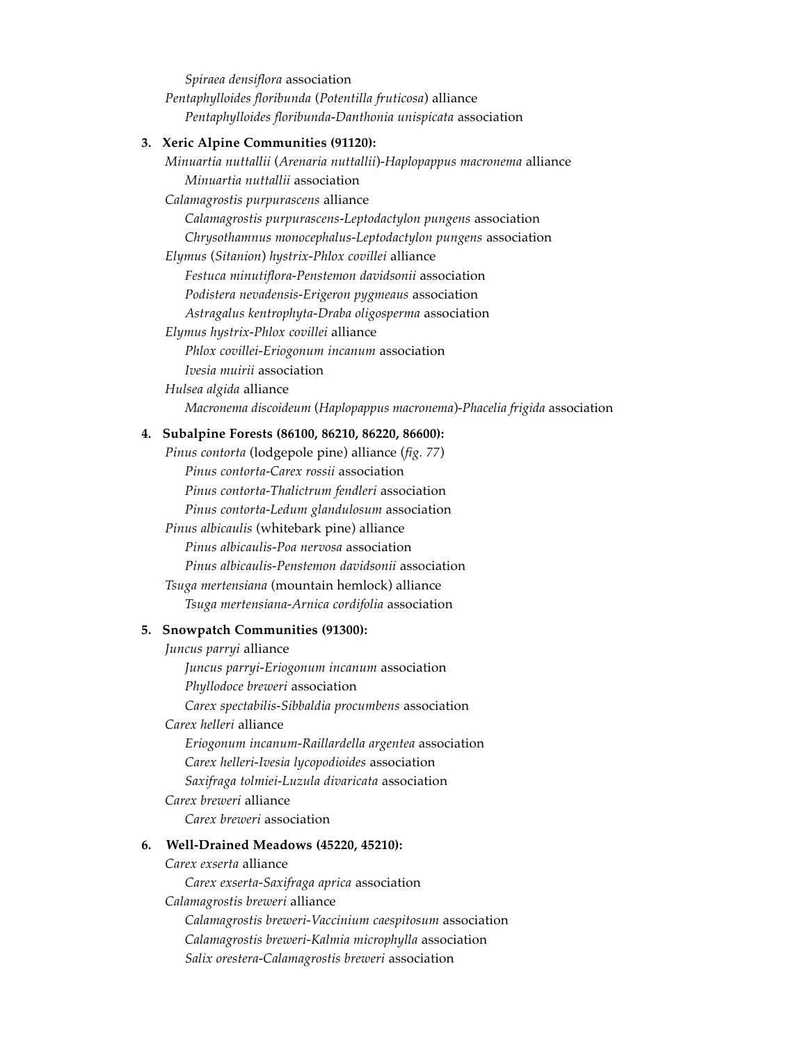*Spiraea densiflora* association

*Pentaphylloides floribunda* (*Potentilla fruticosa*) alliance

*Pentaphylloides floribunda-Danthonia unispicata* association

**3. Xeric Alpine Communities (91120):**

*Minuartia nuttallii* (*Arenaria nuttallii*)-*Haplopappus macronema* alliance

*Minuartia nuttallii* association

*Calamagrostis purpurascens* alliance

*Calamagrostis purpurascens-Leptodactylon pungens* association

*Chrysothamnus monocephalus-Leptodactylon pungens* association

*Elymus* (*Sitanion*) *hystrix-Phlox covillei* alliance

*Festuca minutiflora-Penstemon davidsonii* association

*Podistera nevadensis-Erigeron pygmeaus* association

*Astragalus kentrophyta-Draba oligosperma* association

*Elymus hystrix-Phlox covillei* alliance

*Phlox covillei-Eriogonum incanum* association

*Ivesia muirii* association

*Hulsea algida* alliance

*Macronema discoideum* (*Haplopappus macronema*)-*Phacelia frigida* association

**4. Subalpine Forests (86100, 86210, 86220, 86600):**

*Pinus contorta* (lodgepole pine) alliance (*fig. 77*)

*Pinus contorta-Carex rossii* association

*Pinus contorta-Thalictrum fendleri* association

*Pinus contorta-Ledum glandulosum* association

*Pinus albicaulis* (whitebark pine) alliance

*Pinus albicaulis-Poa nervosa* association

*Pinus albicaulis-Penstemon davidsonii* association

*Tsuga mertensiana* (mountain hemlock) alliance

*Tsuga mertensiana-Arnica cordifolia* association

**5. Snowpatch Communities (91300):**

*Juncus parryi* alliance

*Juncus parryi-Eriogonum incanum* association

*Phyllodoce breweri* association

*Carex spectabilis-Sibbaldia procumbens* association

*Carex helleri* alliance

*Eriogonum incanum-Raillardella argentea* association

*Carex helleri-Ivesia lycopodioides* association

*Saxifraga tolmiei-Luzula divaricata* association

*Carex breweri* alliance

*Carex breweri* association

**6. Well-Drained Meadows (45220, 45210):**

*Carex exserta* alliance

*Carex exserta-Saxifraga aprica* association

*Calamagrostis breweri* alliance

*Calamagrostis breweri-Vaccinium caespitosum* association

*Calamagrostis breweri-Kalmia microphylla* association

*Salix orestera-Calamagrostis breweri* association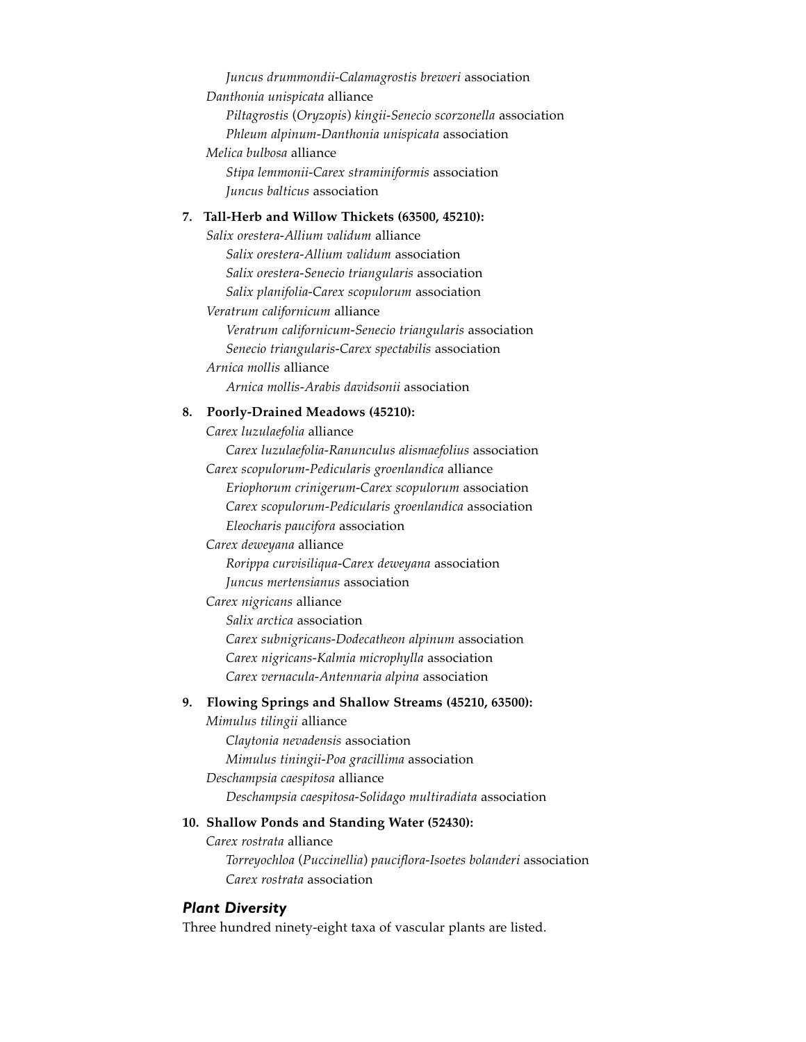*Juncus drummondii-Calamagrostis breweri* association

*Danthonia unispicata* alliance

*Piltagrostis* (*Oryzopis*) *kingii-Senecio scorzonella* association

*Phleum alpinum-Danthonia unispicata* association

*Melica bulbosa* alliance

*Stipa lemmonii-Carex straminiformis* association

*Juncus balticus* association

**7. Tall-Herb and Willow Thickets (63500, 45210):**

*Salix orestera-Allium validum* alliance

*Salix orestera-Allium validum* association

*Salix orestera-Senecio triangularis* association

*Salix planifolia-Carex scopulorum* association

*Veratrum californicum* alliance

*Veratrum californicum-Senecio triangularis* association

*Senecio triangularis-Carex spectabilis* association

*Arnica mollis* alliance

*Arnica mollis-Arabis davidsonii* association

**8. Poorly-Drained Meadows (45210):**

*Carex luzulaefolia* alliance

*Carex luzulaefolia-Ranunculus alismaefolius* association

*Carex scopulorum-Pedicularis groenlandica* alliance

*Eriophorum crinigerum-Carex scopulorum* association

*Carex scopulorum-Pedicularis groenlandica* association

*Eleocharis paucifora* association

*Carex deweyana* alliance

*Rorippa curvisiliqua-Carex deweyana* association

*Juncus mertensianus* association

*Carex nigricans* alliance

*Salix arctica* association

*Carex subnigricans-Dodecatheon alpinum* association

*Carex nigricans-Kalmia microphylla* association

*Carex vernacula-Antennaria alpina* association

**9. Flowing Springs and Shallow Streams (45210, 63500):**

*Mimulus tilingii* alliance

*Claytonia nevadensis* association

*Mimulus tiningii-Poa gracillima* association

*Deschampsia caespitosa* alliance

*Deschampsia caespitosa-Solidago multiradiata* association

**10. Shallow Ponds and Standing Water (52430):**

*Carex rostrata* alliance

*Torreyochloa* (*Puccinellia*) *pauciflora-Isoetes bolanderi* association

*Carex rostrata* association

### *Plant Diversity*

Three hundred ninety-eight taxa of vascular plants are listed.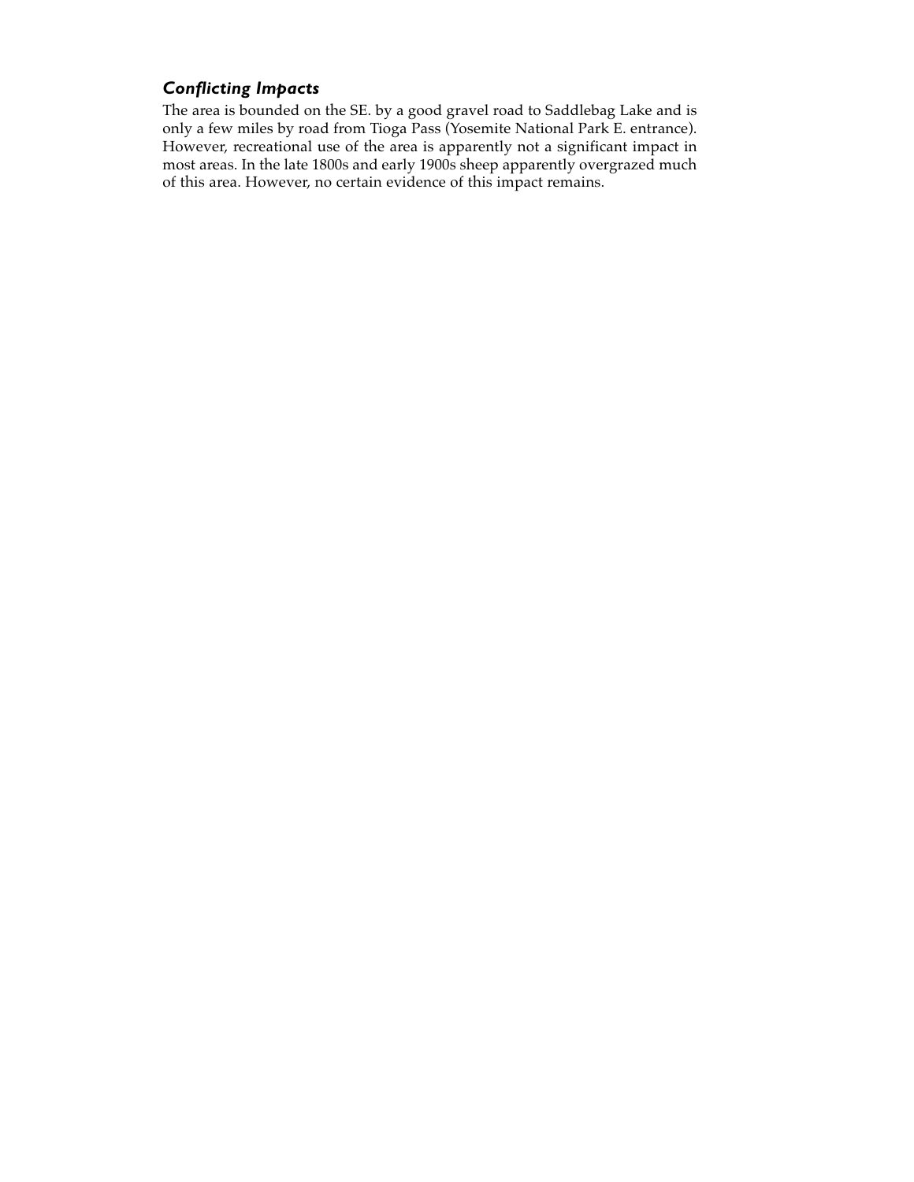### *Conflicting Impacts*

The area is bounded on the SE. by a good gravel road to Saddlebag Lake and is only a few miles by road from Tioga Pass (Yosemite National Park E. entrance). However, recreational use of the area is apparently not a significant impact in most areas. In the late 1800s and early 1900s sheep apparently overgrazed much of this area. However, no certain evidence of this impact remains.